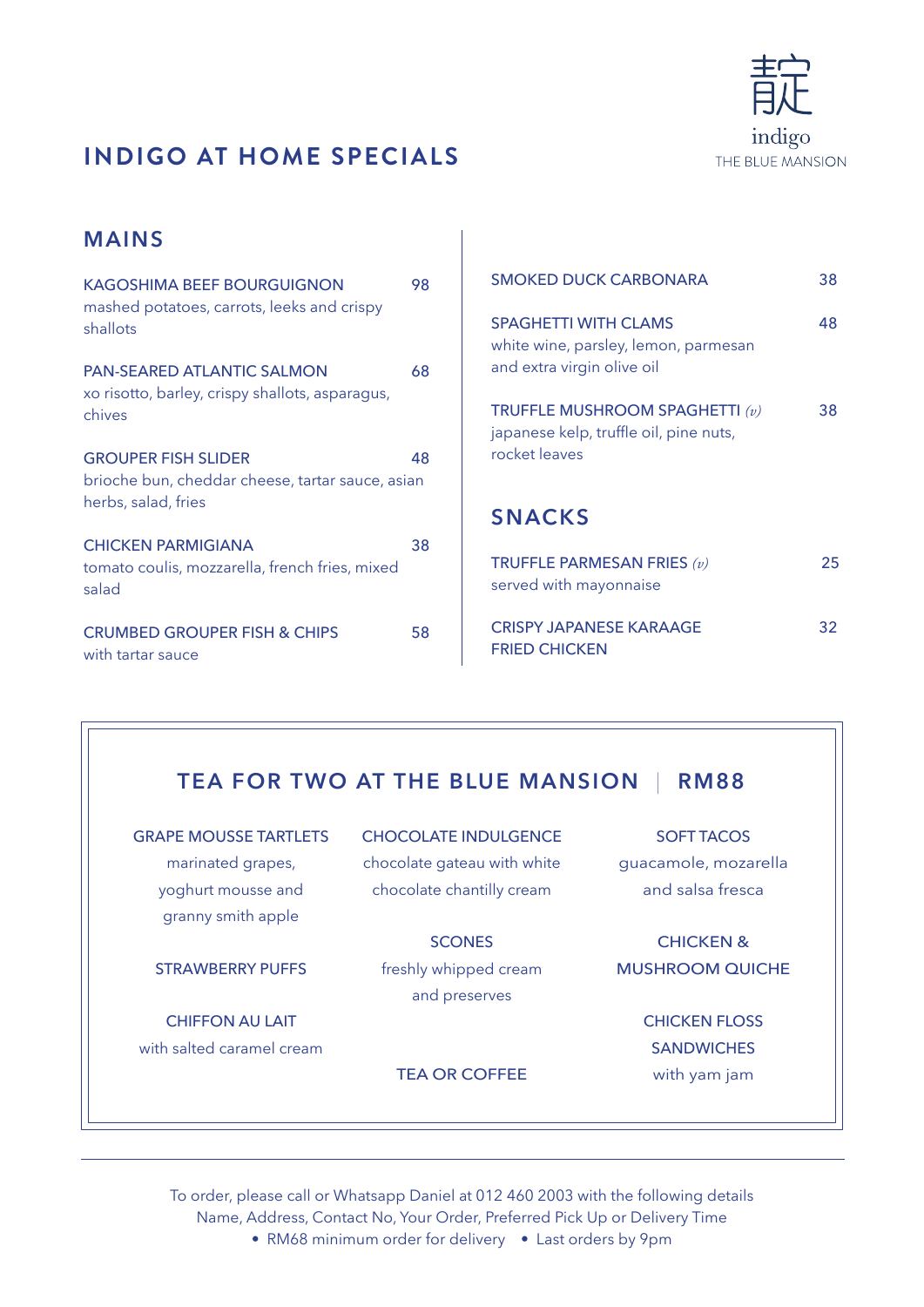靛
indigo
THE BLUE MANSION

# INDIGO AT HOME SPECIALS

## MAINS

**KAGOSHIMA BEEF BOURGUIGNON** — 98
mashed potatoes, carrots, leeks and crispy shallots

**PAN-SEARED ATLANTIC SALMON** — 68
xo risotto, barley, crispy shallots, asparagus, chives

**GROUPER FISH SLIDER** — 48
brioche bun, cheddar cheese, tartar sauce, asian herbs, salad, fries

**CHICKEN PARMIGIANA** — 38
tomato coulis, mozzarella, french fries, mixed salad

**CRUMBED GROUPER FISH & CHIPS** — 58
with tartar sauce

**SMOKED DUCK CARBONARA** — 38

**SPAGHETTI WITH CLAMS** — 48
white wine, parsley, lemon, parmesan and extra virgin olive oil

**TRUFFLE MUSHROOM SPAGHETTI** *(v)* — 38
japanese kelp, truffle oil, pine nuts, rocket leaves

## SNACKS

**TRUFFLE PARMESAN FRIES** *(v)* — 25
served with mayonnaise

**CRISPY JAPANESE KARAAGE FRIED CHICKEN** — 32

## TEA FOR TWO AT THE BLUE MANSION | RM88

**GRAPE MOUSSE TARTLETS**
marinated grapes, yoghurt mousse and granny smith apple

**STRAWBERRY PUFFS**

**CHIFFON AU LAIT**
with salted caramel cream

**CHOCOLATE INDULGENCE**
chocolate gateau with white chocolate chantilly cream

**SCONES**
freshly whipped cream and preserves

**TEA OR COFFEE**

**SOFT TACOS**
guacamole, mozarella and salsa fresca

**CHICKEN & MUSHROOM QUICHE**

**CHICKEN FLOSS SANDWICHES**
with yam jam

---

To order, please call or Whatsapp Daniel at 012 460 2003 with the following details
Name, Address, Contact No, Your Order, Preferred Pick Up or Delivery Time

- RM68 minimum order for delivery
- Last orders by 9pm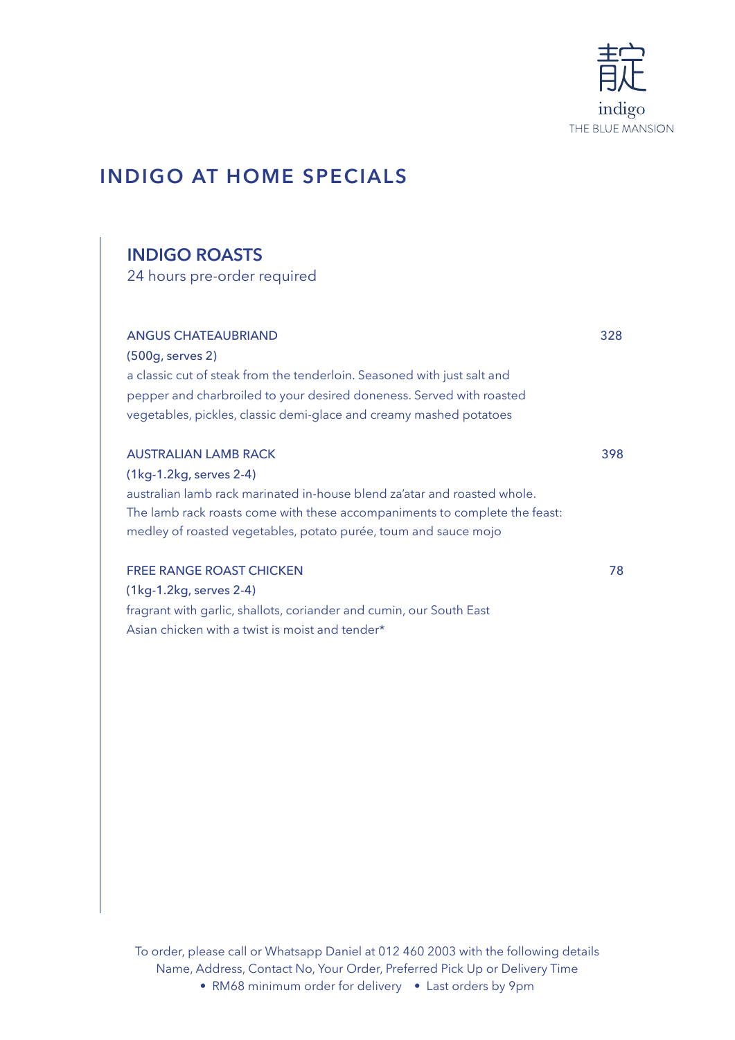靛

indigo

THE BLUE MANSION

# INDIGO AT HOME SPECIALS

## INDIGO ROASTS

24 hours pre-order required

### ANGUS CHATEAUBRIAND — 328

(500g, serves 2)

a classic cut of steak from the tenderloin. Seasoned with just salt and pepper and charbroiled to your desired doneness. Served with roasted vegetables, pickles, classic demi-glace and creamy mashed potatoes

### AUSTRALIAN LAMB RACK — 398

(1kg-1.2kg, serves 2-4)

australian lamb rack marinated in-house blend za'atar and roasted whole. The lamb rack roasts come with these accompaniments to complete the feast: medley of roasted vegetables, potato purée, toum and sauce mojo

### FREE RANGE ROAST CHICKEN — 78

(1kg-1.2kg, serves 2-4)

fragrant with garlic, shallots, coriander and cumin, our South East Asian chicken with a twist is moist and tender*

To order, please call or Whatsapp Daniel at 012 460 2003 with the following details Name, Address, Contact No, Your Order, Preferred Pick Up or Delivery Time

- RM68 minimum order for delivery
- Last orders by 9pm